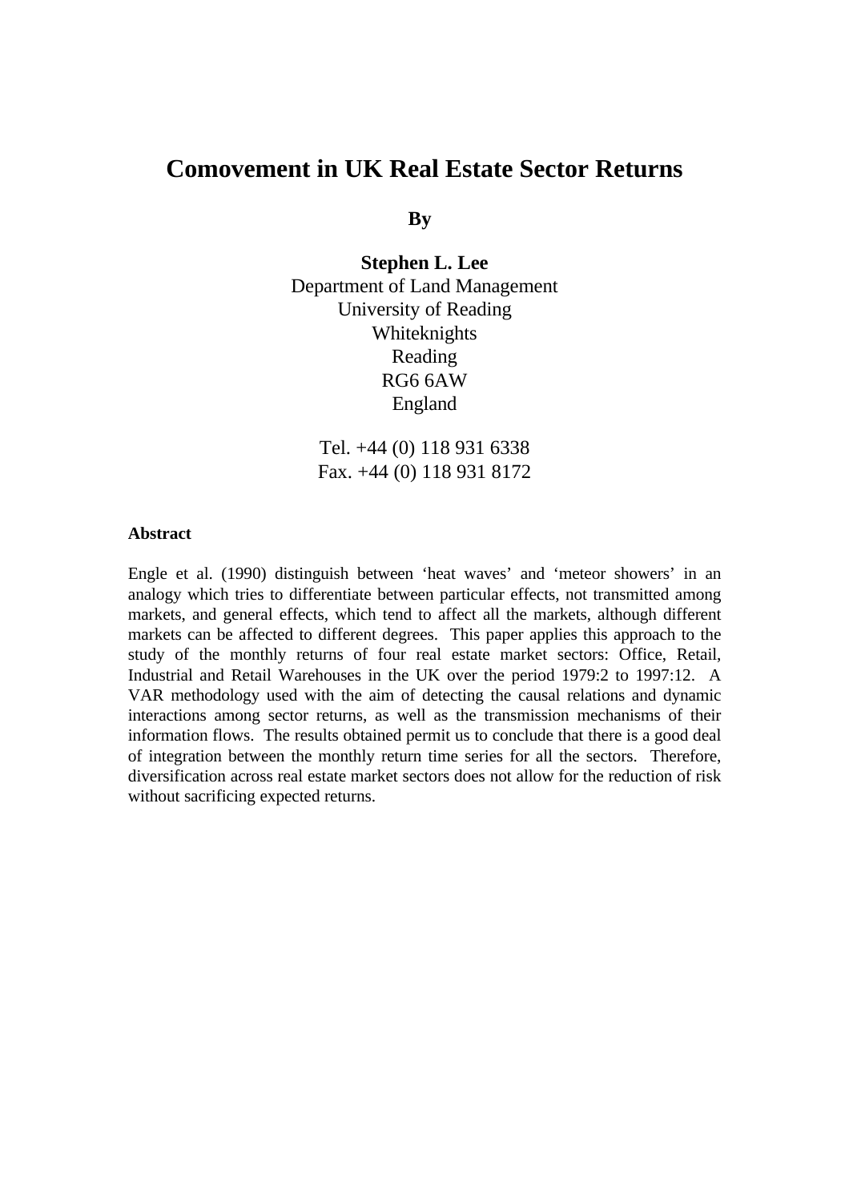# Comovement in UK Real Estate Sector Returns

**By**

**Stephen L. Lee**
Department of Land Management
University of Reading
Whiteknights
Reading
RG6 6AW
England

Tel. +44 (0) 118 931 6338
Fax. +44 (0) 118 931 8172

**Abstract**

Engle et al. (1990) distinguish between 'heat waves' and 'meteor showers' in an analogy which tries to differentiate between particular effects, not transmitted among markets, and general effects, which tend to affect all the markets, although different markets can be affected to different degrees. This paper applies this approach to the study of the monthly returns of four real estate market sectors: Office, Retail, Industrial and Retail Warehouses in the UK over the period 1979:2 to 1997:12. A VAR methodology used with the aim of detecting the causal relations and dynamic interactions among sector returns, as well as the transmission mechanisms of their information flows. The results obtained permit us to conclude that there is a good deal of integration between the monthly return time series for all the sectors. Therefore, diversification across real estate market sectors does not allow for the reduction of risk without sacrificing expected returns.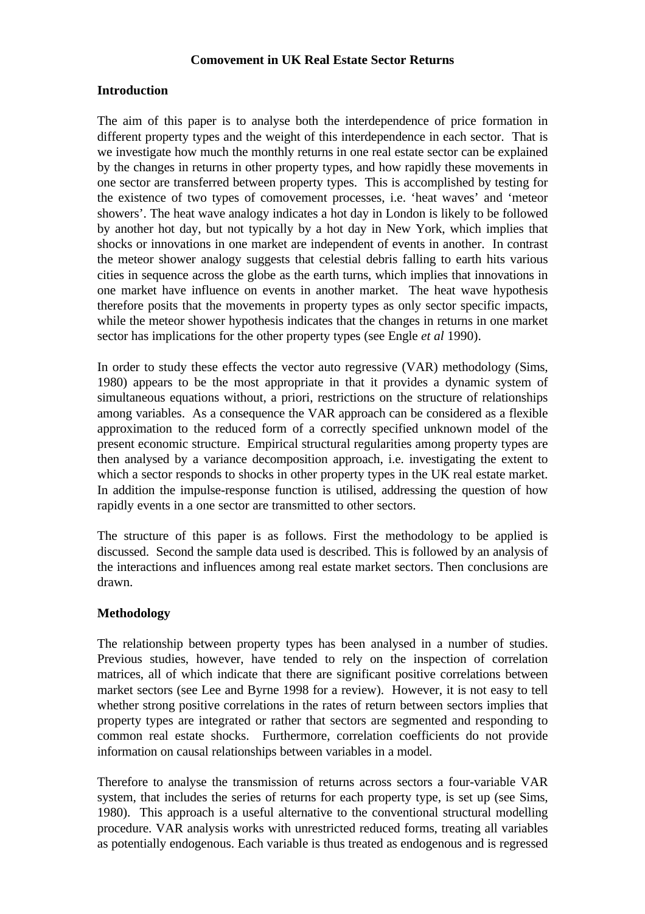**Comovement in UK Real Estate Sector Returns**

## Introduction

The aim of this paper is to analyse both the interdependence of price formation in different property types and the weight of this interdependence in each sector. That is we investigate how much the monthly returns in one real estate sector can be explained by the changes in returns in other property types, and how rapidly these movements in one sector are transferred between property types. This is accomplished by testing for the existence of two types of comovement processes, i.e. 'heat waves' and 'meteor showers'. The heat wave analogy indicates a hot day in London is likely to be followed by another hot day, but not typically by a hot day in New York, which implies that shocks or innovations in one market are independent of events in another. In contrast the meteor shower analogy suggests that celestial debris falling to earth hits various cities in sequence across the globe as the earth turns, which implies that innovations in one market have influence on events in another market. The heat wave hypothesis therefore posits that the movements in property types as only sector specific impacts, while the meteor shower hypothesis indicates that the changes in returns in one market sector has implications for the other property types (see Engle *et al* 1990).

In order to study these effects the vector auto regressive (VAR) methodology (Sims, 1980) appears to be the most appropriate in that it provides a dynamic system of simultaneous equations without, a priori, restrictions on the structure of relationships among variables. As a consequence the VAR approach can be considered as a flexible approximation to the reduced form of a correctly specified unknown model of the present economic structure. Empirical structural regularities among property types are then analysed by a variance decomposition approach, i.e. investigating the extent to which a sector responds to shocks in other property types in the UK real estate market. In addition the impulse-response function is utilised, addressing the question of how rapidly events in a one sector are transmitted to other sectors.

The structure of this paper is as follows. First the methodology to be applied is discussed. Second the sample data used is described. This is followed by an analysis of the interactions and influences among real estate market sectors. Then conclusions are drawn.

## Methodology

The relationship between property types has been analysed in a number of studies. Previous studies, however, have tended to rely on the inspection of correlation matrices, all of which indicate that there are significant positive correlations between market sectors (see Lee and Byrne 1998 for a review). However, it is not easy to tell whether strong positive correlations in the rates of return between sectors implies that property types are integrated or rather that sectors are segmented and responding to common real estate shocks. Furthermore, correlation coefficients do not provide information on causal relationships between variables in a model.

Therefore to analyse the transmission of returns across sectors a four-variable VAR system, that includes the series of returns for each property type, is set up (see Sims, 1980). This approach is a useful alternative to the conventional structural modelling procedure. VAR analysis works with unrestricted reduced forms, treating all variables as potentially endogenous. Each variable is thus treated as endogenous and is regressed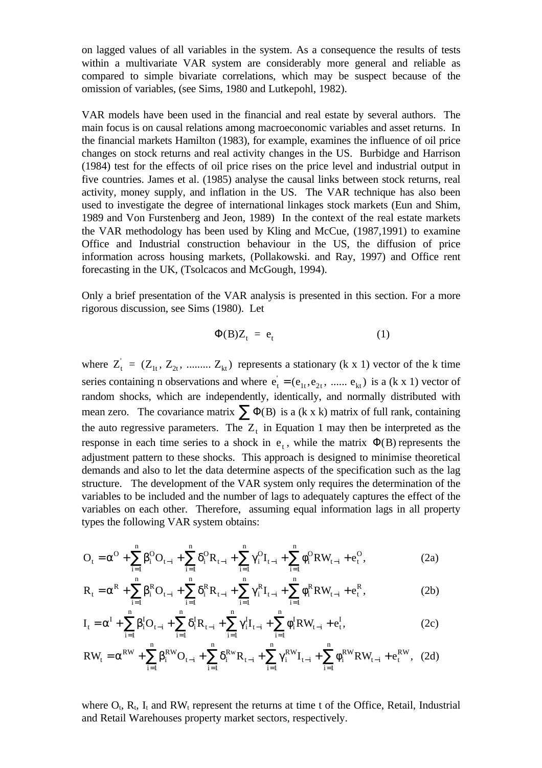on lagged values of all variables in the system. As a consequence the results of tests within a multivariate VAR system are considerably more general and reliable as compared to simple bivariate correlations, which may be suspect because of the omission of variables, (see Sims, 1980 and Lutkepohl, 1982).

VAR models have been used in the financial and real estate by several authors. The main focus is on causal relations among macroeconomic variables and asset returns. In the financial markets Hamilton (1983), for example, examines the influence of oil price changes on stock returns and real activity changes in the US. Burbidge and Harrison (1984) test for the effects of oil price rises on the price level and industrial output in five countries. James et al. (1985) analyse the causal links between stock returns, real activity, money supply, and inflation in the US. The VAR technique has also been used to investigate the degree of international linkages stock markets (Eun and Shim, 1989 and Von Furstenberg and Jeon, 1989) In the context of the real estate markets the VAR methodology has been used by Kling and McCue, (1987,1991) to examine Office and Industrial construction behaviour in the US, the diffusion of price information across housing markets, (Pollakowski. and Ray, 1997) and Office rent forecasting in the UK, (Tsolcacos and McGough, 1994).

Only a brief presentation of the VAR analysis is presented in this section. For a more rigorous discussion, see Sims (1980). Let

$$\Phi(B)Z_t = e_t \qquad (1)$$

where $Z_t' = (Z_{1t}, Z_{2t}, \ldots\ldots\ldots Z_{kt})$ represents a stationary (k x 1) vector of the k time series containing n observations and where $e_t' = (e_{1t}, e_{2t}, \ldots\ldots e_{kt})$ is a (k x 1) vector of random shocks, which are independently, identically, and normally distributed with mean zero. The covariance matrix $\sum \Phi(B)$ is a (k x k) matrix of full rank, containing the auto regressive parameters. The $Z_t$ in Equation 1 may then be interpreted as the response in each time series to a shock in $e_t$, while the matrix $\Phi(B)$ represents the adjustment pattern to these shocks. This approach is designed to minimise theoretical demands and also to let the data determine aspects of the specification such as the lag structure. The development of the VAR system only requires the determination of the variables to be included and the number of lags to adequately captures the effect of the variables on each other. Therefore, assuming equal information lags in all property types the following VAR system obtains:

$$O_t = \alpha^O + \sum_{i=1}^{n} \beta_i^O O_{t-i} + \sum_{i=1}^{n} \delta_i^O R_{t-i} + \sum_{i=1}^{n} \gamma_i^O I_{t-i} + \sum_{i=1}^{n} \phi_i^O RW_{t-i} + e_t^O, \qquad (2a)$$

$$R_t = \alpha^R + \sum_{i=1}^{n} \beta_i^R O_{t-i} + \sum_{i=1}^{n} \delta_i^R R_{t-i} + \sum_{i=1}^{n} \gamma_i^R I_{t-i} + \sum_{i=1}^{n} \phi_i^R RW_{t-i} + e_t^R, \qquad (2b)$$

$$I_t = \alpha^I + \sum_{i=1}^{n} \beta_i^I O_{t-i} + \sum_{i=1}^{n} \delta_i^I R_{t-i} + \sum_{i=1}^{n} \gamma_i^I I_{t-i} + \sum_{i=1}^{n} \phi_i^I RW_{t-i} + e_t^I, \qquad (2c)$$

$$RW_t = \alpha^{RW} + \sum_{i=1}^{n} \beta_i^{RW} O_{t-i} + \sum_{i=1}^{n} \delta_i^{Rw} R_{t-i} + \sum_{i=1}^{n} \gamma_i^{RW} I_{t-i} + \sum_{i=1}^{n} \phi_i^{RW} RW_{t-i} + e_t^{RW}, \qquad (2d)$$

where $O_t$, $R_t$, $I_t$ and $RW_t$ represent the returns at time t of the Office, Retail, Industrial and Retail Warehouses property market sectors, respectively.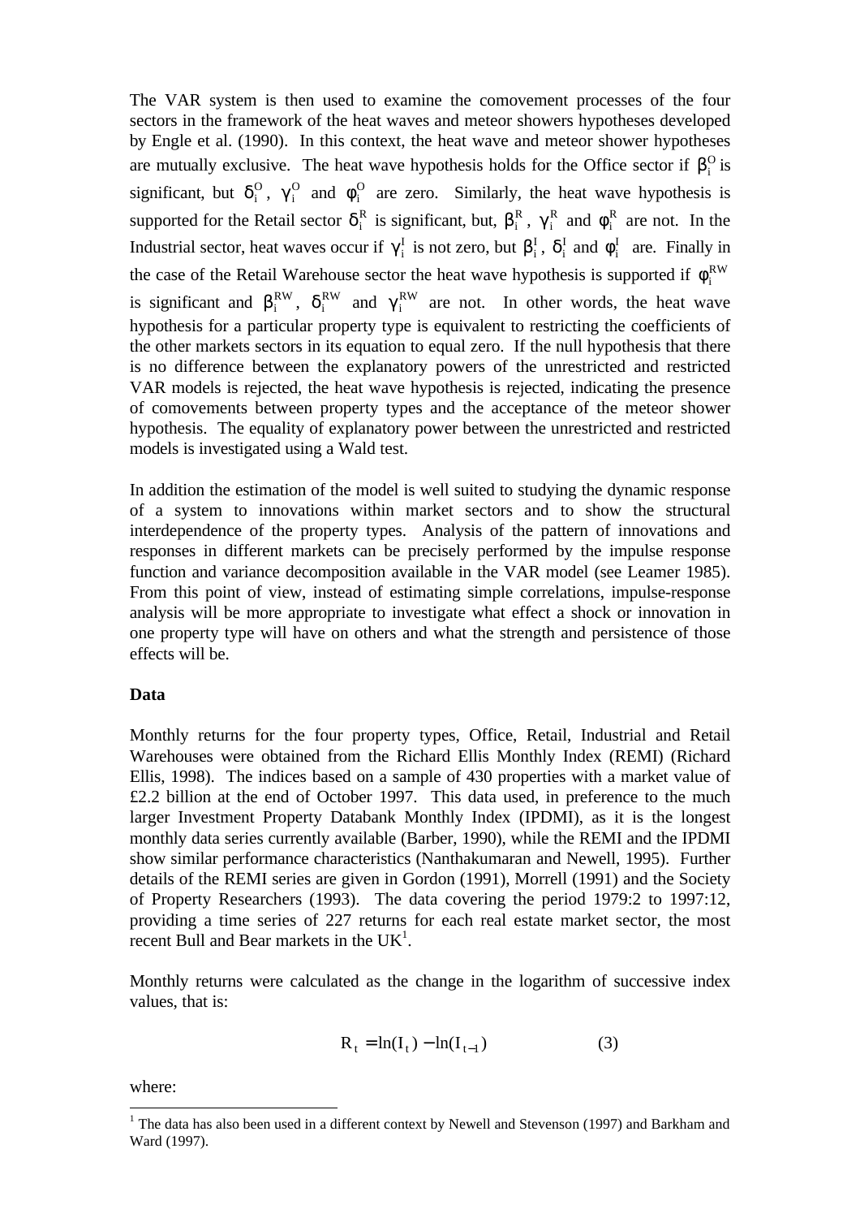The VAR system is then used to examine the comovement processes of the four sectors in the framework of the heat waves and meteor showers hypotheses developed by Engle et al. (1990). In this context, the heat wave and meteor shower hypotheses are mutually exclusive. The heat wave hypothesis holds for the Office sector if $\beta_i^O$ is significant, but $\delta_i^O$, $\gamma_i^O$ and $\phi_i^O$ are zero. Similarly, the heat wave hypothesis is supported for the Retail sector $\delta_i^R$ is significant, but, $\beta_i^R$, $\gamma_i^R$ and $\phi_i^R$ are not. In the Industrial sector, heat waves occur if $\gamma_i^I$ is not zero, but $\beta_i^I$, $\delta_i^I$ and $\phi_i^I$ are. Finally in the case of the Retail Warehouse sector the heat wave hypothesis is supported if $\phi_i^{RW}$ is significant and $\beta_i^{RW}$, $\delta_i^{RW}$ and $\gamma_i^{RW}$ are not. In other words, the heat wave hypothesis for a particular property type is equivalent to restricting the coefficients of the other markets sectors in its equation to equal zero. If the null hypothesis that there is no difference between the explanatory powers of the unrestricted and restricted VAR models is rejected, the heat wave hypothesis is rejected, indicating the presence of comovements between property types and the acceptance of the meteor shower hypothesis. The equality of explanatory power between the unrestricted and restricted models is investigated using a Wald test.

In addition the estimation of the model is well suited to studying the dynamic response of a system to innovations within market sectors and to show the structural interdependence of the property types. Analysis of the pattern of innovations and responses in different markets can be precisely performed by the impulse response function and variance decomposition available in the VAR model (see Leamer 1985). From this point of view, instead of estimating simple correlations, impulse-response analysis will be more appropriate to investigate what effect a shock or innovation in one property type will have on others and what the strength and persistence of those effects will be.

**Data**

Monthly returns for the four property types, Office, Retail, Industrial and Retail Warehouses were obtained from the Richard Ellis Monthly Index (REMI) (Richard Ellis, 1998). The indices based on a sample of 430 properties with a market value of £2.2 billion at the end of October 1997. This data used, in preference to the much larger Investment Property Databank Monthly Index (IPDMI), as it is the longest monthly data series currently available (Barber, 1990), while the REMI and the IPDMI show similar performance characteristics (Nanthakumaran and Newell, 1995). Further details of the REMI series are given in Gordon (1991), Morrell (1991) and the Society of Property Researchers (1993). The data covering the period 1979:2 to 1997:12, providing a time series of 227 returns for each real estate market sector, the most recent Bull and Bear markets in the UK[1].

Monthly returns were calculated as the change in the logarithm of successive index values, that is:

$$R_t = \ln(I_t) - \ln(I_{t-1}) \qquad (3)$$

where:

[1] The data has also been used in a different context by Newell and Stevenson (1997) and Barkham and Ward (1997).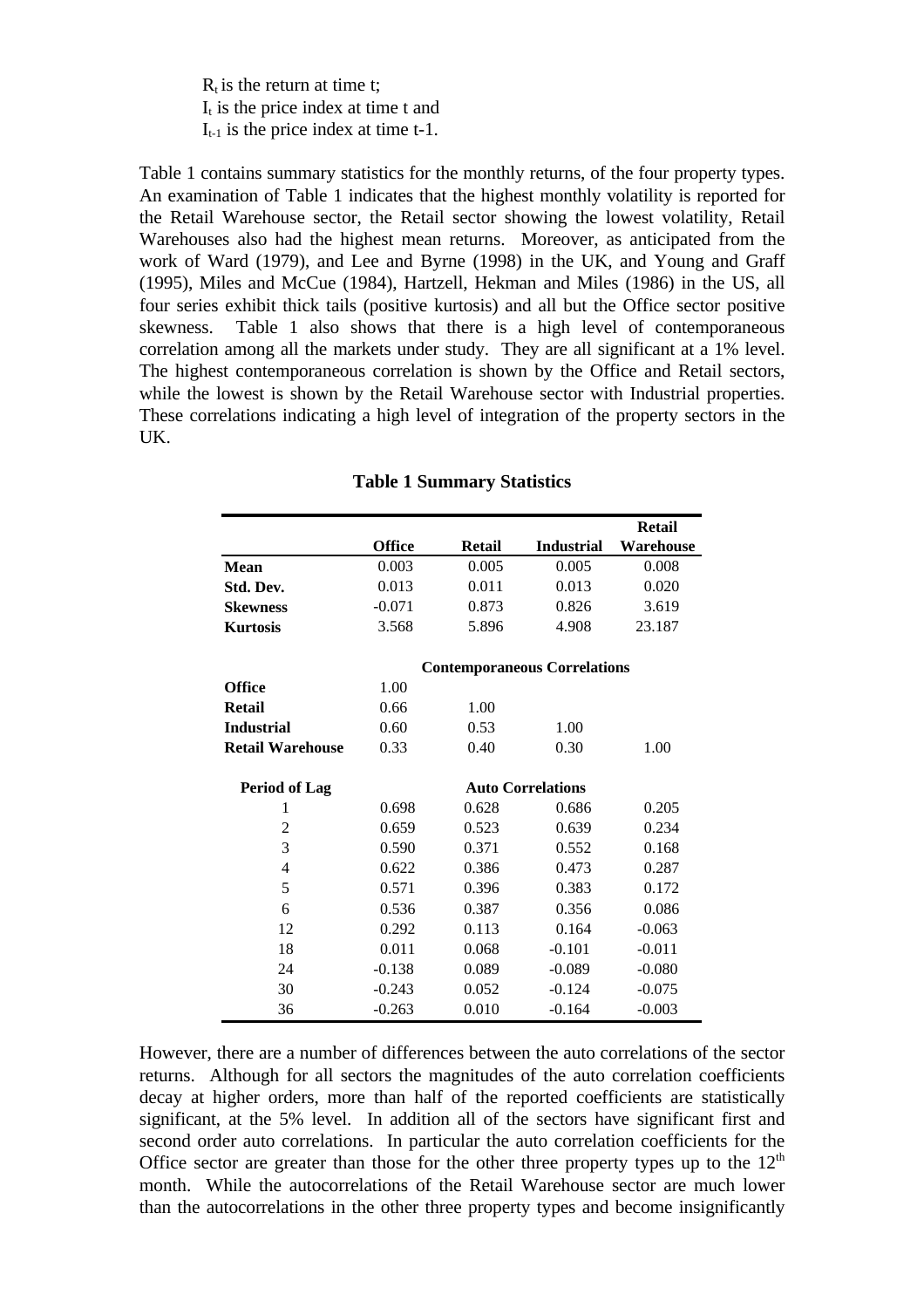$R_t$ is the return at time t;
$I_t$ is the price index at time t and
$I_{t-1}$ is the price index at time t-1.

Table 1 contains summary statistics for the monthly returns, of the four property types. An examination of Table 1 indicates that the highest monthly volatility is reported for the Retail Warehouse sector, the Retail sector showing the lowest volatility, Retail Warehouses also had the highest mean returns. Moreover, as anticipated from the work of Ward (1979), and Lee and Byrne (1998) in the UK, and Young and Graff (1995), Miles and McCue (1984), Hartzell, Hekman and Miles (1986) in the US, all four series exhibit thick tails (positive kurtosis) and all but the Office sector positive skewness. Table 1 also shows that there is a high level of contemporaneous correlation among all the markets under study. They are all significant at a 1% level. The highest contemporaneous correlation is shown by the Office and Retail sectors, while the lowest is shown by the Retail Warehouse sector with Industrial properties. These correlations indicating a high level of integration of the property sectors in the UK.

**Table 1 Summary Statistics**

| | **Office** | **Retail** | **Industrial** | **Retail Warehouse** |
|---|---|---|---|---|
| **Mean** | 0.003 | 0.005 | 0.005 | 0.008 |
| **Std. Dev.** | 0.013 | 0.011 | 0.013 | 0.020 |
| **Skewness** | -0.071 | 0.873 | 0.826 | 3.619 |
| **Kurtosis** | 3.568 | 5.896 | 4.908 | 23.187 |
| | | **Contemporaneous Correlations** | | |
| **Office** | 1.00 | | | |
| **Retail** | 0.66 | 1.00 | | |
| **Industrial** | 0.60 | 0.53 | 1.00 | |
| **Retail Warehouse** | 0.33 | 0.40 | 0.30 | 1.00 |
| **Period of Lag** | | **Auto Correlations** | | |
| 1 | 0.698 | 0.628 | 0.686 | 0.205 |
| 2 | 0.659 | 0.523 | 0.639 | 0.234 |
| 3 | 0.590 | 0.371 | 0.552 | 0.168 |
| 4 | 0.622 | 0.386 | 0.473 | 0.287 |
| 5 | 0.571 | 0.396 | 0.383 | 0.172 |
| 6 | 0.536 | 0.387 | 0.356 | 0.086 |
| 12 | 0.292 | 0.113 | 0.164 | -0.063 |
| 18 | 0.011 | 0.068 | -0.101 | -0.011 |
| 24 | -0.138 | 0.089 | -0.089 | -0.080 |
| 30 | -0.243 | 0.052 | -0.124 | -0.075 |
| 36 | -0.263 | 0.010 | -0.164 | -0.003 |

However, there are a number of differences between the auto correlations of the sector returns. Although for all sectors the magnitudes of the auto correlation coefficients decay at higher orders, more than half of the reported coefficients are statistically significant, at the 5% level. In addition all of the sectors have significant first and second order auto correlations. In particular the auto correlation coefficients for the Office sector are greater than those for the other three property types up to the $12^{th}$ month. While the autocorrelations of the Retail Warehouse sector are much lower than the autocorrelations in the other three property types and become insignificantly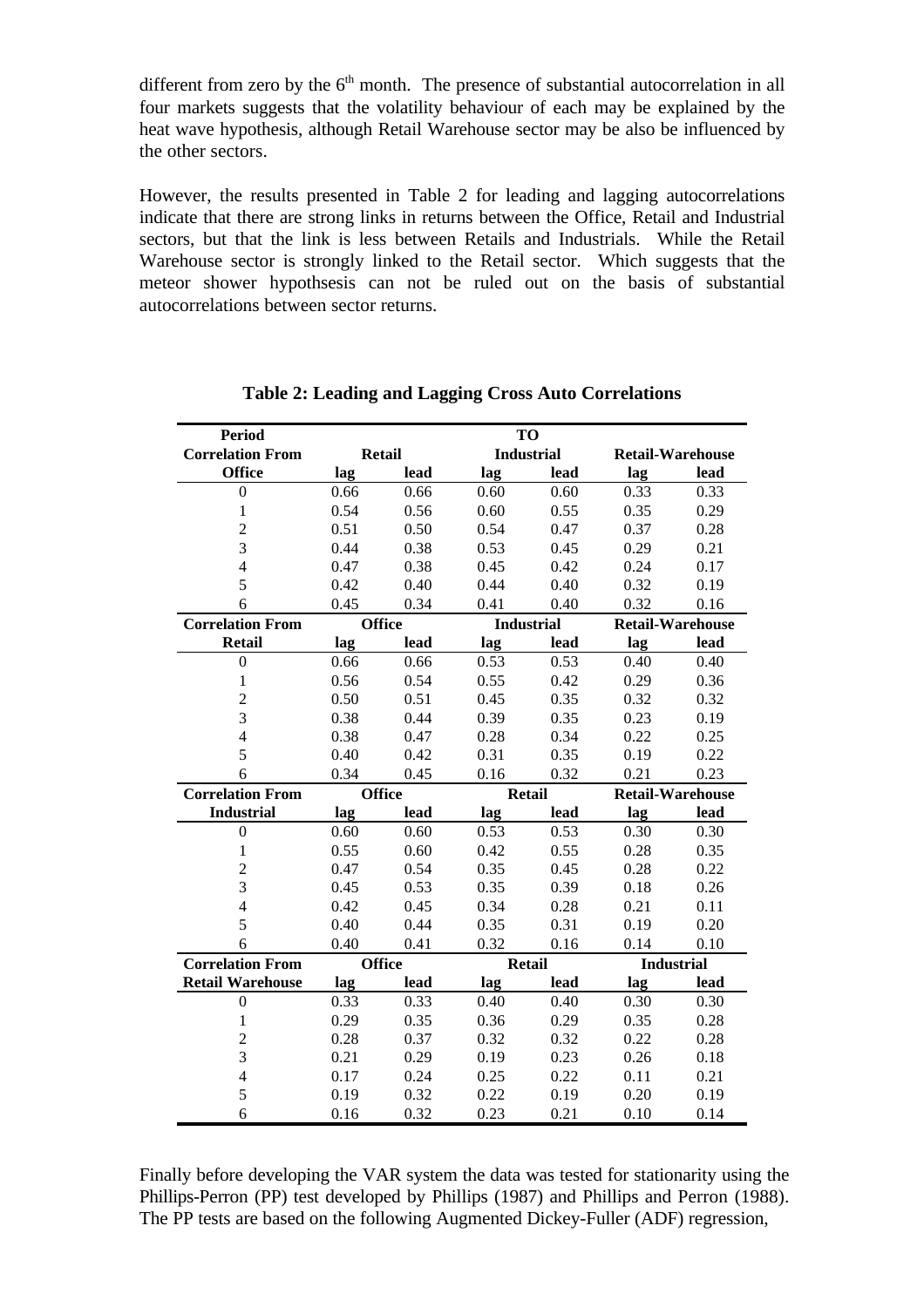different from zero by the 6th month. The presence of substantial autocorrelation in all four markets suggests that the volatility behaviour of each may be explained by the heat wave hypothesis, although Retail Warehouse sector may be also be influenced by the other sectors.

However, the results presented in Table 2 for leading and lagging autocorrelations indicate that there are strong links in returns between the Office, Retail and Industrial sectors, but that the link is less between Retails and Industrials. While the Retail Warehouse sector is strongly linked to the Retail sector. Which suggests that the meteor shower hypothsesis can not be ruled out on the basis of substantial autocorrelations between sector returns.

**Table 2: Leading and Lagging Cross Auto Correlations**

| Period | TO | | | | | |
|---|---|---|---|---|---|---|
| **Correlation From** | **Retail** | | **Industrial** | | **Retail-Warehouse** | |
| **Office** | **lag** | **lead** | **lag** | **lead** | **lag** | **lead** |
| 0 | 0.66 | 0.66 | 0.60 | 0.60 | 0.33 | 0.33 |
| 1 | 0.54 | 0.56 | 0.60 | 0.55 | 0.35 | 0.29 |
| 2 | 0.51 | 0.50 | 0.54 | 0.47 | 0.37 | 0.28 |
| 3 | 0.44 | 0.38 | 0.53 | 0.45 | 0.29 | 0.21 |
| 4 | 0.47 | 0.38 | 0.45 | 0.42 | 0.24 | 0.17 |
| 5 | 0.42 | 0.40 | 0.44 | 0.40 | 0.32 | 0.19 |
| 6 | 0.45 | 0.34 | 0.41 | 0.40 | 0.32 | 0.16 |
| **Correlation From** | **Office** | | **Industrial** | | **Retail-Warehouse** | |
| **Retail** | **lag** | **lead** | **lag** | **lead** | **lag** | **lead** |
| 0 | 0.66 | 0.66 | 0.53 | 0.53 | 0.40 | 0.40 |
| 1 | 0.56 | 0.54 | 0.55 | 0.42 | 0.29 | 0.36 |
| 2 | 0.50 | 0.51 | 0.45 | 0.35 | 0.32 | 0.32 |
| 3 | 0.38 | 0.44 | 0.39 | 0.35 | 0.23 | 0.19 |
| 4 | 0.38 | 0.47 | 0.28 | 0.34 | 0.22 | 0.25 |
| 5 | 0.40 | 0.42 | 0.31 | 0.35 | 0.19 | 0.22 |
| 6 | 0.34 | 0.45 | 0.16 | 0.32 | 0.21 | 0.23 |
| **Correlation From** | **Office** | | **Retail** | | **Retail-Warehouse** | |
| **Industrial** | **lag** | **lead** | **lag** | **lead** | **lag** | **lead** |
| 0 | 0.60 | 0.60 | 0.53 | 0.53 | 0.30 | 0.30 |
| 1 | 0.55 | 0.60 | 0.42 | 0.55 | 0.28 | 0.35 |
| 2 | 0.47 | 0.54 | 0.35 | 0.45 | 0.28 | 0.22 |
| 3 | 0.45 | 0.53 | 0.35 | 0.39 | 0.18 | 0.26 |
| 4 | 0.42 | 0.45 | 0.34 | 0.28 | 0.21 | 0.11 |
| 5 | 0.40 | 0.44 | 0.35 | 0.31 | 0.19 | 0.20 |
| 6 | 0.40 | 0.41 | 0.32 | 0.16 | 0.14 | 0.10 |
| **Correlation From** | **Office** | | **Retail** | | **Industrial** | |
| **Retail Warehouse** | **lag** | **lead** | **lag** | **lead** | **lag** | **lead** |
| 0 | 0.33 | 0.33 | 0.40 | 0.40 | 0.30 | 0.30 |
| 1 | 0.29 | 0.35 | 0.36 | 0.29 | 0.35 | 0.28 |
| 2 | 0.28 | 0.37 | 0.32 | 0.32 | 0.22 | 0.28 |
| 3 | 0.21 | 0.29 | 0.19 | 0.23 | 0.26 | 0.18 |
| 4 | 0.17 | 0.24 | 0.25 | 0.22 | 0.11 | 0.21 |
| 5 | 0.19 | 0.32 | 0.22 | 0.19 | 0.20 | 0.19 |
| 6 | 0.16 | 0.32 | 0.23 | 0.21 | 0.10 | 0.14 |

Finally before developing the VAR system the data was tested for stationarity using the Phillips-Perron (PP) test developed by Phillips (1987) and Phillips and Perron (1988). The PP tests are based on the following Augmented Dickey-Fuller (ADF) regression,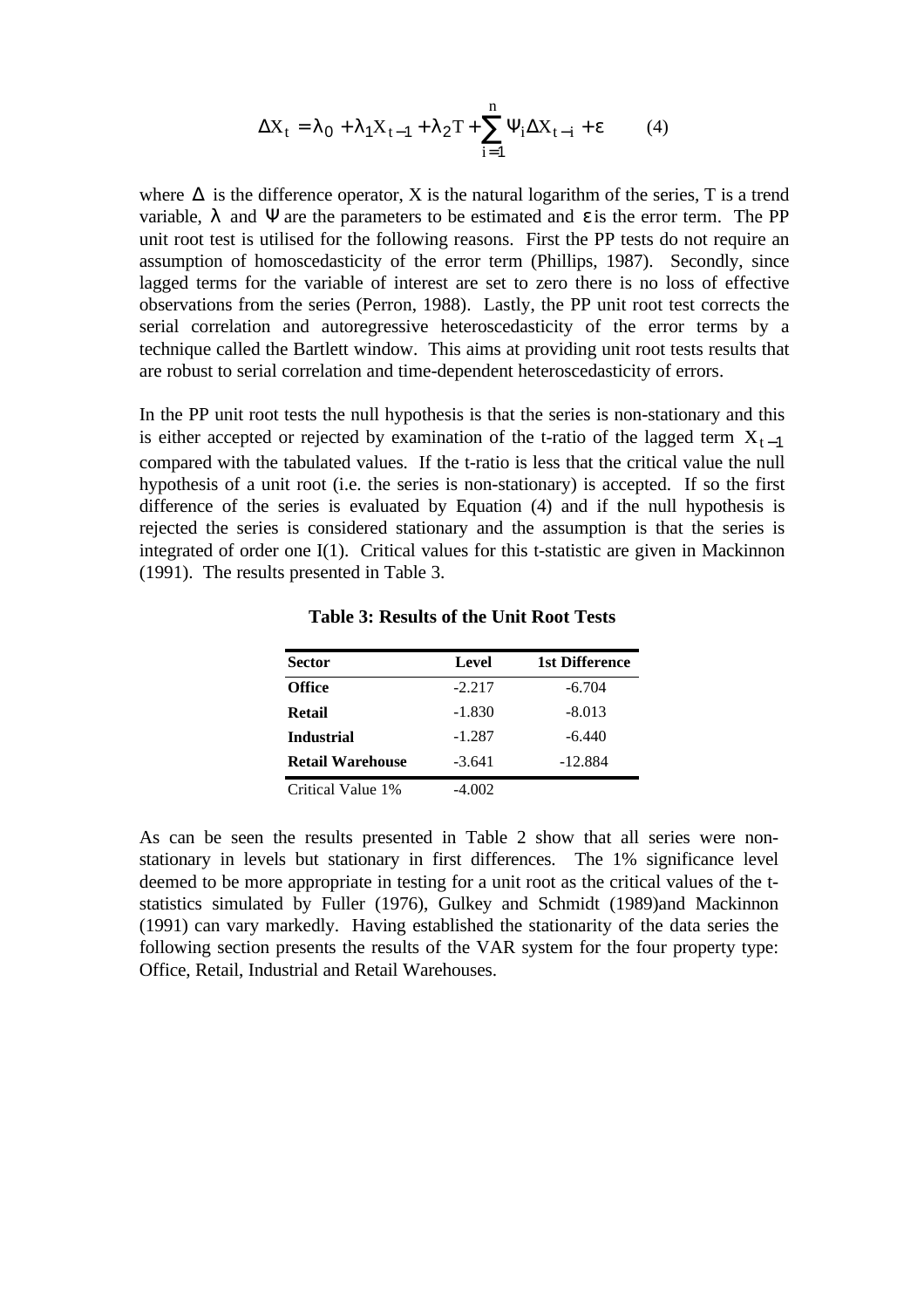$$\Delta X_t = \lambda_0 + \lambda_1 X_{t-1} + \lambda_2 T + \sum_{i=1}^{n} \Psi_i \Delta X_{t-i} + \varepsilon \qquad (4)$$

where $\Delta$ is the difference operator, X is the natural logarithm of the series, T is a trend variable, $\lambda$ and $\Psi$ are the parameters to be estimated and $\varepsilon$ is the error term. The PP unit root test is utilised for the following reasons. First the PP tests do not require an assumption of homoscedasticity of the error term (Phillips, 1987). Secondly, since lagged terms for the variable of interest are set to zero there is no loss of effective observations from the series (Perron, 1988). Lastly, the PP unit root test corrects the serial correlation and autoregressive heteroscedasticity of the error terms by a technique called the Bartlett window. This aims at providing unit root tests results that are robust to serial correlation and time-dependent heteroscedasticity of errors.

In the PP unit root tests the null hypothesis is that the series is non-stationary and this is either accepted or rejected by examination of the t-ratio of the lagged term $X_{t-1}$ compared with the tabulated values. If the t-ratio is less that the critical value the null hypothesis of a unit root (i.e. the series is non-stationary) is accepted. If so the first difference of the series is evaluated by Equation (4) and if the null hypothesis is rejected the series is considered stationary and the assumption is that the series is integrated of order one I(1). Critical values for this t-statistic are given in Mackinnon (1991). The results presented in Table 3.

**Table 3: Results of the Unit Root Tests**

| Sector | Level | 1st Difference |
|---|---|---|
| **Office** | -2.217 | -6.704 |
| **Retail** | -1.830 | -8.013 |
| **Industrial** | -1.287 | -6.440 |
| **Retail Warehouse** | -3.641 | -12.884 |
| Critical Value 1% | -4.002 | |

As can be seen the results presented in Table 2 show that all series were non-stationary in levels but stationary in first differences. The 1% significance level deemed to be more appropriate in testing for a unit root as the critical values of the t-statistics simulated by Fuller (1976), Gulkey and Schmidt (1989)and Mackinnon (1991) can vary markedly. Having established the stationarity of the data series the following section presents the results of the VAR system for the four property type: Office, Retail, Industrial and Retail Warehouses.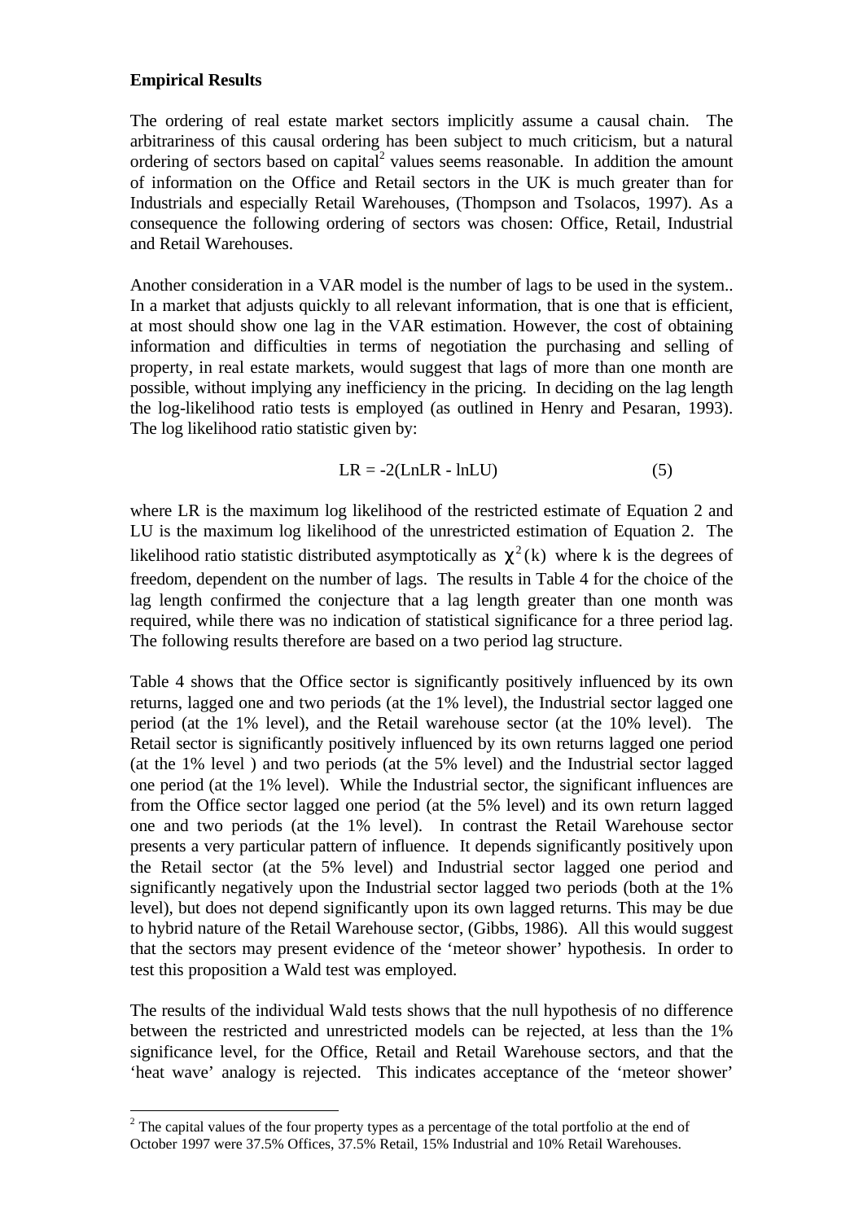**Empirical Results**

The ordering of real estate market sectors implicitly assume a causal chain. The arbitrariness of this causal ordering has been subject to much criticism, but a natural ordering of sectors based on capital[2] values seems reasonable. In addition the amount of information on the Office and Retail sectors in the UK is much greater than for Industrials and especially Retail Warehouses, (Thompson and Tsolacos, 1997). As a consequence the following ordering of sectors was chosen: Office, Retail, Industrial and Retail Warehouses.

Another consideration in a VAR model is the number of lags to be used in the system.. In a market that adjusts quickly to all relevant information, that is one that is efficient, at most should show one lag in the VAR estimation. However, the cost of obtaining information and difficulties in terms of negotiation the purchasing and selling of property, in real estate markets, would suggest that lags of more than one month are possible, without implying any inefficiency in the pricing. In deciding on the lag length the log-likelihood ratio tests is employed (as outlined in Henry and Pesaran, 1993). The log likelihood ratio statistic given by:

$$LR = -2(LnLR - lnLU) \qquad (5)$$

where LR is the maximum log likelihood of the restricted estimate of Equation 2 and LU is the maximum log likelihood of the unrestricted estimation of Equation 2. The likelihood ratio statistic distributed asymptotically as $\chi^2(k)$ where k is the degrees of freedom, dependent on the number of lags. The results in Table 4 for the choice of the lag length confirmed the conjecture that a lag length greater than one month was required, while there was no indication of statistical significance for a three period lag. The following results therefore are based on a two period lag structure.

Table 4 shows that the Office sector is significantly positively influenced by its own returns, lagged one and two periods (at the 1% level), the Industrial sector lagged one period (at the 1% level), and the Retail warehouse sector (at the 10% level). The Retail sector is significantly positively influenced by its own returns lagged one period (at the 1% level ) and two periods (at the 5% level) and the Industrial sector lagged one period (at the 1% level). While the Industrial sector, the significant influences are from the Office sector lagged one period (at the 5% level) and its own return lagged one and two periods (at the 1% level). In contrast the Retail Warehouse sector presents a very particular pattern of influence. It depends significantly positively upon the Retail sector (at the 5% level) and Industrial sector lagged one period and significantly negatively upon the Industrial sector lagged two periods (both at the 1% level), but does not depend significantly upon its own lagged returns. This may be due to hybrid nature of the Retail Warehouse sector, (Gibbs, 1986). All this would suggest that the sectors may present evidence of the 'meteor shower' hypothesis. In order to test this proposition a Wald test was employed.

The results of the individual Wald tests shows that the null hypothesis of no difference between the restricted and unrestricted models can be rejected, at less than the 1% significance level, for the Office, Retail and Retail Warehouse sectors, and that the 'heat wave' analogy is rejected. This indicates acceptance of the 'meteor shower'

[2] The capital values of the four property types as a percentage of the total portfolio at the end of October 1997 were 37.5% Offices, 37.5% Retail, 15% Industrial and 10% Retail Warehouses.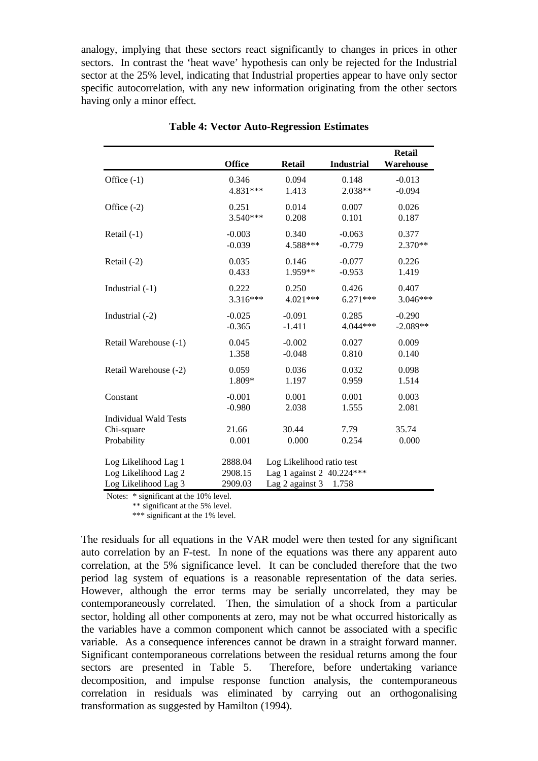analogy, implying that these sectors react significantly to changes in prices in other sectors. In contrast the 'heat wave' hypothesis can only be rejected for the Industrial sector at the 25% level, indicating that Industrial properties appear to have only sector specific autocorrelation, with any new information originating from the other sectors having only a minor effect.

**Table 4: Vector Auto-Regression Estimates**

| | Office | Retail | Industrial | Retail Warehouse |
|---|---|---|---|---|
| Office (-1) | 0.346 | 0.094 | 0.148 | -0.013 |
| | 4.831*** | 1.413 | 2.038** | -0.094 |
| Office (-2) | 0.251 | 0.014 | 0.007 | 0.026 |
| | 3.540*** | 0.208 | 0.101 | 0.187 |
| Retail (-1) | -0.003 | 0.340 | -0.063 | 0.377 |
| | -0.039 | 4.588*** | -0.779 | 2.370** |
| Retail (-2) | 0.035 | 0.146 | -0.077 | 0.226 |
| | 0.433 | 1.959** | -0.953 | 1.419 |
| Industrial (-1) | 0.222 | 0.250 | 0.426 | 0.407 |
| | 3.316*** | 4.021*** | 6.271*** | 3.046*** |
| Industrial (-2) | -0.025 | -0.091 | 0.285 | -0.290 |
| | -0.365 | -1.411 | 4.044*** | -2.089** |
| Retail Warehouse (-1) | 0.045 | -0.002 | 0.027 | 0.009 |
| | 1.358 | -0.048 | 0.810 | 0.140 |
| Retail Warehouse (-2) | 0.059 | 0.036 | 0.032 | 0.098 |
| | 1.809* | 1.197 | 0.959 | 1.514 |
| Constant | -0.001 | 0.001 | 0.001 | 0.003 |
| | -0.980 | 2.038 | 1.555 | 2.081 |
| Individual Wald Tests | | | | |
| Chi-square | 21.66 | 30.44 | 7.79 | 35.74 |
| Probability | 0.001 | 0.000 | 0.254 | 0.000 |
| Log Likelihood Lag 1 | 2888.04 | Log Likelihood ratio test | | |
| Log Likelihood Lag 2 | 2908.15 | Lag 1 against 2 | 40.224*** | |
| Log Likelihood Lag 3 | 2909.03 | Lag 2 against 3 | 1.758 | |

Notes: * significant at the 10% level.
** significant at the 5% level.
*** significant at the 1% level.

The residuals for all equations in the VAR model were then tested for any significant auto correlation by an F-test. In none of the equations was there any apparent auto correlation, at the 5% significance level. It can be concluded therefore that the two period lag system of equations is a reasonable representation of the data series. However, although the error terms may be serially uncorrelated, they may be contemporaneously correlated. Then, the simulation of a shock from a particular sector, holding all other components at zero, may not be what occurred historically as the variables have a common component which cannot be associated with a specific variable. As a consequence inferences cannot be drawn in a straight forward manner. Significant contemporaneous correlations between the residual returns among the four sectors are presented in Table 5. Therefore, before undertaking variance decomposition, and impulse response function analysis, the contemporaneous correlation in residuals was eliminated by carrying out an orthogonalising transformation as suggested by Hamilton (1994).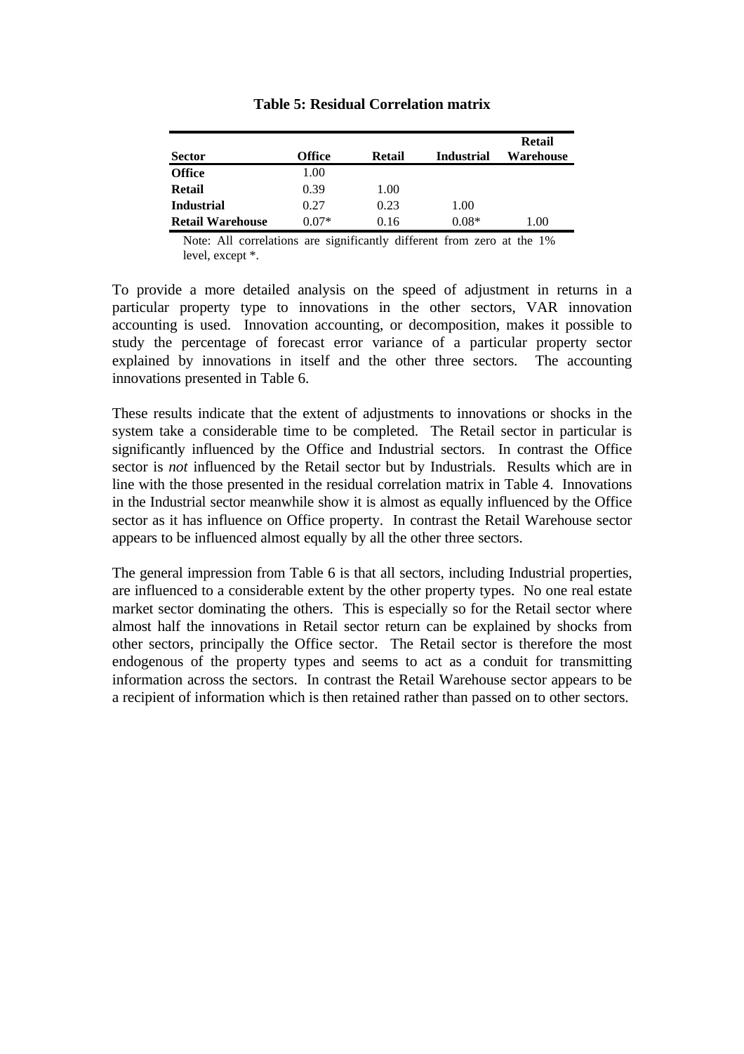**Table 5: Residual Correlation matrix**

| Sector | Office | Retail | Industrial | Retail Warehouse |
|---|---|---|---|---|
| **Office** | 1.00 | | | |
| **Retail** | 0.39 | 1.00 | | |
| **Industrial** | 0.27 | 0.23 | 1.00 | |
| **Retail Warehouse** | 0.07* | 0.16 | 0.08* | 1.00 |

Note: All correlations are significantly different from zero at the 1% level, except *.

To provide a more detailed analysis on the speed of adjustment in returns in a particular property type to innovations in the other sectors, VAR innovation accounting is used. Innovation accounting, or decomposition, makes it possible to study the percentage of forecast error variance of a particular property sector explained by innovations in itself and the other three sectors. The accounting innovations presented in Table 6.

These results indicate that the extent of adjustments to innovations or shocks in the system take a considerable time to be completed. The Retail sector in particular is significantly influenced by the Office and Industrial sectors. In contrast the Office sector is *not* influenced by the Retail sector but by Industrials. Results which are in line with the those presented in the residual correlation matrix in Table 4. Innovations in the Industrial sector meanwhile show it is almost as equally influenced by the Office sector as it has influence on Office property. In contrast the Retail Warehouse sector appears to be influenced almost equally by all the other three sectors.

The general impression from Table 6 is that all sectors, including Industrial properties, are influenced to a considerable extent by the other property types. No one real estate market sector dominating the others. This is especially so for the Retail sector where almost half the innovations in Retail sector return can be explained by shocks from other sectors, principally the Office sector. The Retail sector is therefore the most endogenous of the property types and seems to act as a conduit for transmitting information across the sectors. In contrast the Retail Warehouse sector appears to be a recipient of information which is then retained rather than passed on to other sectors.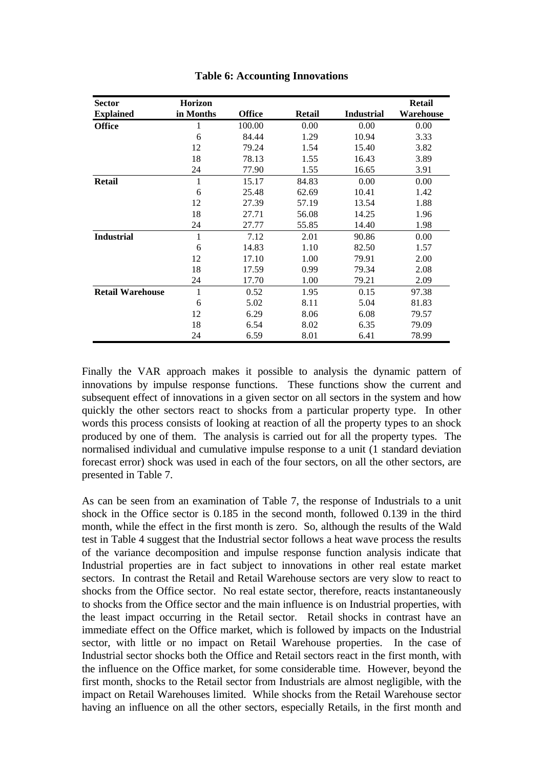**Table 6: Accounting Innovations**

| Sector Explained | Horizon in Months | Office | Retail | Industrial | Retail Warehouse |
|---|---|---|---|---|---|
| **Office** | 1 | 100.00 | 0.00 | 0.00 | 0.00 |
| | 6 | 84.44 | 1.29 | 10.94 | 3.33 |
| | 12 | 79.24 | 1.54 | 15.40 | 3.82 |
| | 18 | 78.13 | 1.55 | 16.43 | 3.89 |
| | 24 | 77.90 | 1.55 | 16.65 | 3.91 |
| **Retail** | 1 | 15.17 | 84.83 | 0.00 | 0.00 |
| | 6 | 25.48 | 62.69 | 10.41 | 1.42 |
| | 12 | 27.39 | 57.19 | 13.54 | 1.88 |
| | 18 | 27.71 | 56.08 | 14.25 | 1.96 |
| | 24 | 27.77 | 55.85 | 14.40 | 1.98 |
| **Industrial** | 1 | 7.12 | 2.01 | 90.86 | 0.00 |
| | 6 | 14.83 | 1.10 | 82.50 | 1.57 |
| | 12 | 17.10 | 1.00 | 79.91 | 2.00 |
| | 18 | 17.59 | 0.99 | 79.34 | 2.08 |
| | 24 | 17.70 | 1.00 | 79.21 | 2.09 |
| **Retail Warehouse** | 1 | 0.52 | 1.95 | 0.15 | 97.38 |
| | 6 | 5.02 | 8.11 | 5.04 | 81.83 |
| | 12 | 6.29 | 8.06 | 6.08 | 79.57 |
| | 18 | 6.54 | 8.02 | 6.35 | 79.09 |
| | 24 | 6.59 | 8.01 | 6.41 | 78.99 |

Finally the VAR approach makes it possible to analysis the dynamic pattern of innovations by impulse response functions. These functions show the current and subsequent effect of innovations in a given sector on all sectors in the system and how quickly the other sectors react to shocks from a particular property type. In other words this process consists of looking at reaction of all the property types to an shock produced by one of them. The analysis is carried out for all the property types. The normalised individual and cumulative impulse response to a unit (1 standard deviation forecast error) shock was used in each of the four sectors, on all the other sectors, are presented in Table 7.

As can be seen from an examination of Table 7, the response of Industrials to a unit shock in the Office sector is 0.185 in the second month, followed 0.139 in the third month, while the effect in the first month is zero. So, although the results of the Wald test in Table 4 suggest that the Industrial sector follows a heat wave process the results of the variance decomposition and impulse response function analysis indicate that Industrial properties are in fact subject to innovations in other real estate market sectors. In contrast the Retail and Retail Warehouse sectors are very slow to react to shocks from the Office sector. No real estate sector, therefore, reacts instantaneously to shocks from the Office sector and the main influence is on Industrial properties, with the least impact occurring in the Retail sector. Retail shocks in contrast have an immediate effect on the Office market, which is followed by impacts on the Industrial sector, with little or no impact on Retail Warehouse properties. In the case of Industrial sector shocks both the Office and Retail sectors react in the first month, with the influence on the Office market, for some considerable time. However, beyond the first month, shocks to the Retail sector from Industrials are almost negligible, with the impact on Retail Warehouses limited. While shocks from the Retail Warehouse sector having an influence on all the other sectors, especially Retails, in the first month and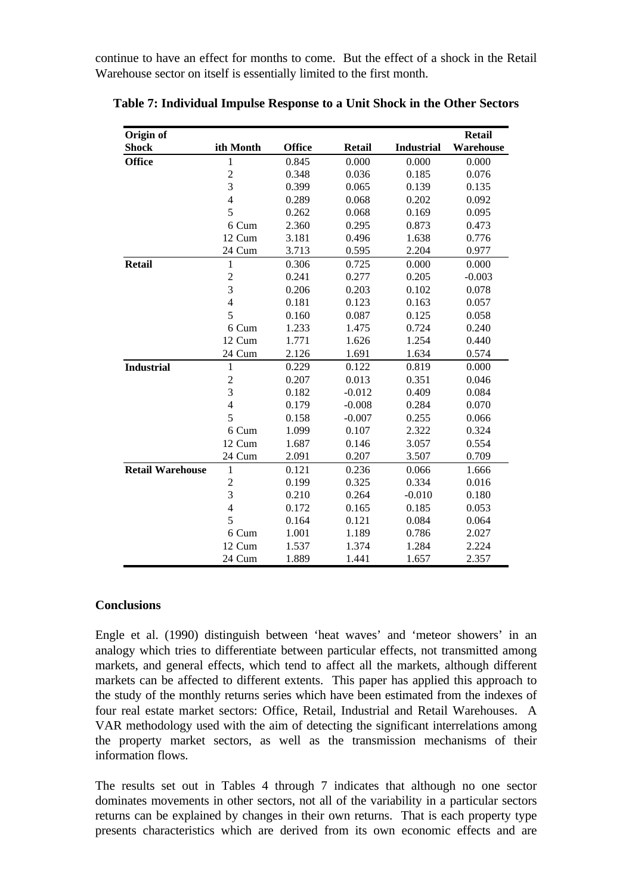continue to have an effect for months to come. But the effect of a shock in the Retail Warehouse sector on itself is essentially limited to the first month.

**Table 7: Individual Impulse Response to a Unit Shock in the Other Sectors**

| Origin of Shock | ith Month | Office | Retail | Industrial | Retail Warehouse |
|---|---|---|---|---|---|
| **Office** | 1 | 0.845 | 0.000 | 0.000 | 0.000 |
| | 2 | 0.348 | 0.036 | 0.185 | 0.076 |
| | 3 | 0.399 | 0.065 | 0.139 | 0.135 |
| | 4 | 0.289 | 0.068 | 0.202 | 0.092 |
| | 5 | 0.262 | 0.068 | 0.169 | 0.095 |
| | 6 Cum | 2.360 | 0.295 | 0.873 | 0.473 |
| | 12 Cum | 3.181 | 0.496 | 1.638 | 0.776 |
| | 24 Cum | 3.713 | 0.595 | 2.204 | 0.977 |
| **Retail** | 1 | 0.306 | 0.725 | 0.000 | 0.000 |
| | 2 | 0.241 | 0.277 | 0.205 | -0.003 |
| | 3 | 0.206 | 0.203 | 0.102 | 0.078 |
| | 4 | 0.181 | 0.123 | 0.163 | 0.057 |
| | 5 | 0.160 | 0.087 | 0.125 | 0.058 |
| | 6 Cum | 1.233 | 1.475 | 0.724 | 0.240 |
| | 12 Cum | 1.771 | 1.626 | 1.254 | 0.440 |
| | 24 Cum | 2.126 | 1.691 | 1.634 | 0.574 |
| **Industrial** | 1 | 0.229 | 0.122 | 0.819 | 0.000 |
| | 2 | 0.207 | 0.013 | 0.351 | 0.046 |
| | 3 | 0.182 | -0.012 | 0.409 | 0.084 |
| | 4 | 0.179 | -0.008 | 0.284 | 0.070 |
| | 5 | 0.158 | -0.007 | 0.255 | 0.066 |
| | 6 Cum | 1.099 | 0.107 | 2.322 | 0.324 |
| | 12 Cum | 1.687 | 0.146 | 3.057 | 0.554 |
| | 24 Cum | 2.091 | 0.207 | 3.507 | 0.709 |
| **Retail Warehouse** | 1 | 0.121 | 0.236 | 0.066 | 1.666 |
| | 2 | 0.199 | 0.325 | 0.334 | 0.016 |
| | 3 | 0.210 | 0.264 | -0.010 | 0.180 |
| | 4 | 0.172 | 0.165 | 0.185 | 0.053 |
| | 5 | 0.164 | 0.121 | 0.084 | 0.064 |
| | 6 Cum | 1.001 | 1.189 | 0.786 | 2.027 |
| | 12 Cum | 1.537 | 1.374 | 1.284 | 2.224 |
| | 24 Cum | 1.889 | 1.441 | 1.657 | 2.357 |

## Conclusions

Engle et al. (1990) distinguish between 'heat waves' and 'meteor showers' in an analogy which tries to differentiate between particular effects, not transmitted among markets, and general effects, which tend to affect all the markets, although different markets can be affected to different extents. This paper has applied this approach to the study of the monthly returns series which have been estimated from the indexes of four real estate market sectors: Office, Retail, Industrial and Retail Warehouses. A VAR methodology used with the aim of detecting the significant interrelations among the property market sectors, as well as the transmission mechanisms of their information flows.

The results set out in Tables 4 through 7 indicates that although no one sector dominates movements in other sectors, not all of the variability in a particular sectors returns can be explained by changes in their own returns. That is each property type presents characteristics which are derived from its own economic effects and are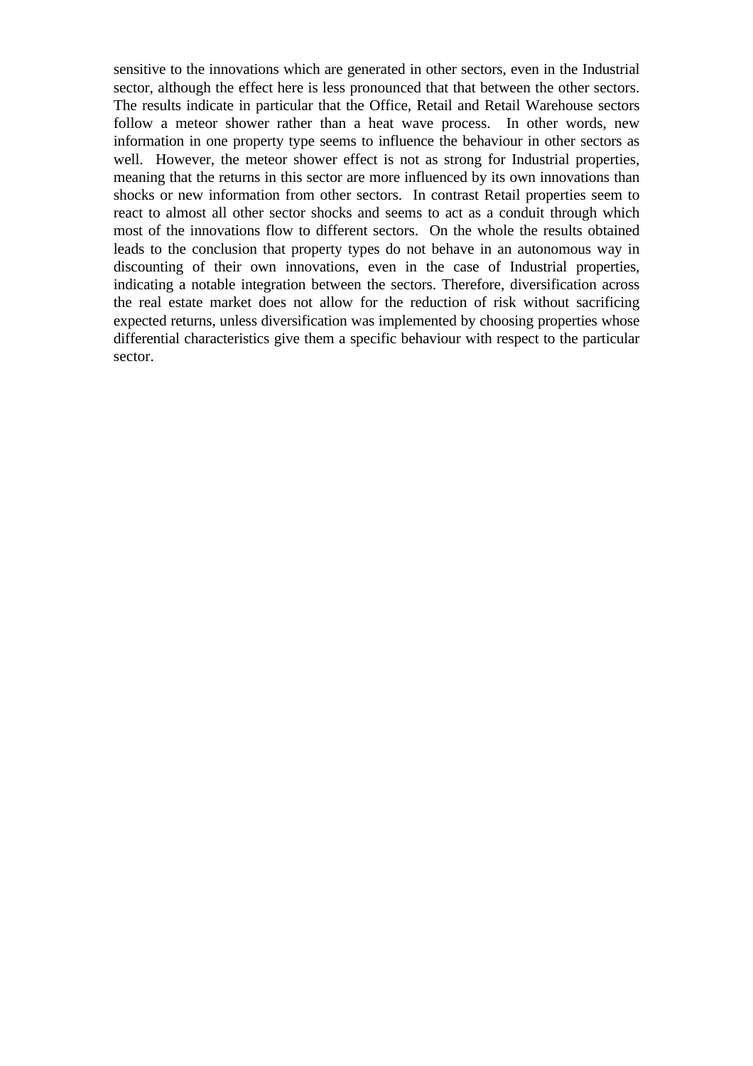sensitive to the innovations which are generated in other sectors, even in the Industrial sector, although the effect here is less pronounced that that between the other sectors. The results indicate in particular that the Office, Retail and Retail Warehouse sectors follow a meteor shower rather than a heat wave process. In other words, new information in one property type seems to influence the behaviour in other sectors as well. However, the meteor shower effect is not as strong for Industrial properties, meaning that the returns in this sector are more influenced by its own innovations than shocks or new information from other sectors. In contrast Retail properties seem to react to almost all other sector shocks and seems to act as a conduit through which most of the innovations flow to different sectors. On the whole the results obtained leads to the conclusion that property types do not behave in an autonomous way in discounting of their own innovations, even in the case of Industrial properties, indicating a notable integration between the sectors. Therefore, diversification across the real estate market does not allow for the reduction of risk without sacrificing expected returns, unless diversification was implemented by choosing properties whose differential characteristics give them a specific behaviour with respect to the particular sector.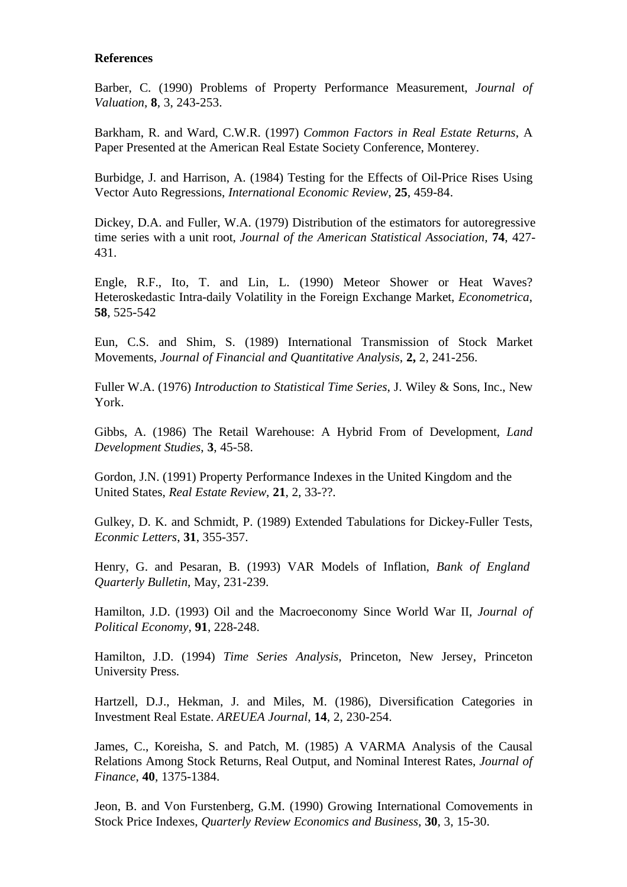**References**

Barber, C. (1990) Problems of Property Performance Measurement, *Journal of Valuation*, **8**, 3, 243-253.

Barkham, R. and Ward, C.W.R. (1997) *Common Factors in Real Estate Returns*, A Paper Presented at the American Real Estate Society Conference, Monterey.

Burbidge, J. and Harrison, A. (1984) Testing for the Effects of Oil-Price Rises Using Vector Auto Regressions, *International Economic Review*, **25**, 459-84.

Dickey, D.A. and Fuller, W.A. (1979) Distribution of the estimators for autoregressive time series with a unit root, *Journal of the American Statistical Association,* **74**, 427-431.

Engle, R.F., Ito, T. and Lin, L. (1990) Meteor Shower or Heat Waves? Heteroskedastic Intra-daily Volatility in the Foreign Exchange Market, *Econometrica*, **58**, 525-542

Eun, C.S. and Shim, S. (1989) International Transmission of Stock Market Movements, *Journal of Financial and Quantitative Analysis*, **2,** 2, 241-256.

Fuller W.A. (1976) *Introduction to Statistical Time Series*, J. Wiley & Sons, Inc., New York.

Gibbs, A. (1986) The Retail Warehouse: A Hybrid From of Development, *Land Development Studies*, **3**, 45-58.

Gordon, J.N. (1991) Property Performance Indexes in the United Kingdom and the United States, *Real Estate Review*, **21**, 2, 33-??.

Gulkey, D. K. and Schmidt, P. (1989) Extended Tabulations for Dickey-Fuller Tests, *Econmic Letters,* **31**, 355-357.

Henry, G. and Pesaran, B. (1993) VAR Models of Inflation, *Bank of England Quarterly Bulletin*, May, 231-239.

Hamilton, J.D. (1993) Oil and the Macroeconomy Since World War II, *Journal of Political Economy*, **91**, 228-248.

Hamilton, J.D. (1994) *Time Series Analysis*, Princeton, New Jersey, Princeton University Press.

Hartzell, D.J., Hekman, J. and Miles, M. (1986), Diversification Categories in Investment Real Estate. *AREUEA Journal*, **14**, 2, 230-254.

James, C., Koreisha, S. and Patch, M. (1985) A VARMA Analysis of the Causal Relations Among Stock Returns, Real Output, and Nominal Interest Rates, *Journal of Finance*, **40**, 1375-1384.

Jeon, B. and Von Furstenberg, G.M. (1990) Growing International Comovements in Stock Price Indexes, *Quarterly Review Economics and Business,* **30**, 3, 15-30.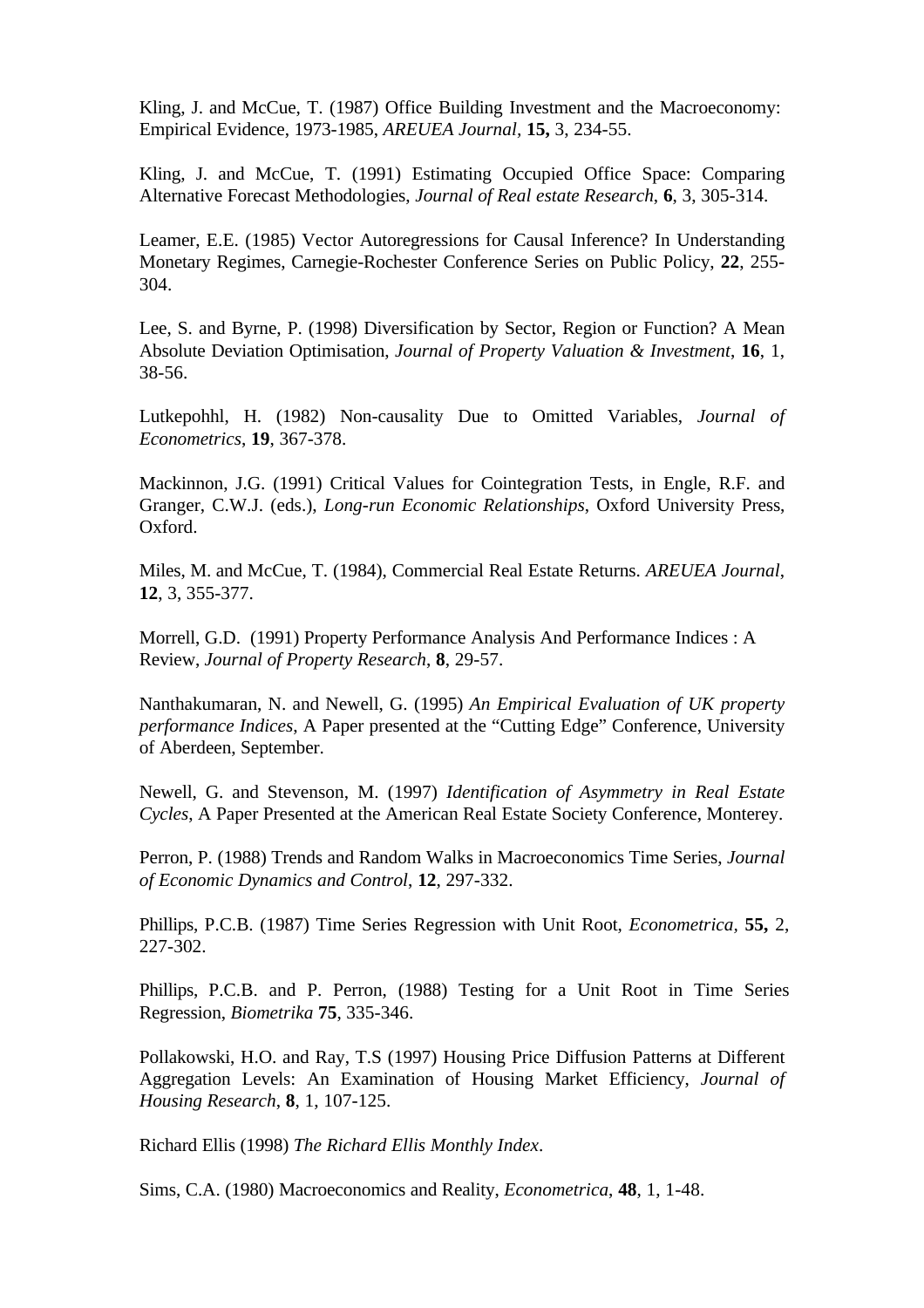Kling, J. and McCue, T. (1987) Office Building Investment and the Macroeconomy: Empirical Evidence, 1973-1985, *AREUEA Journal*, **15,** 3, 234-55.

Kling, J. and McCue, T. (1991) Estimating Occupied Office Space: Comparing Alternative Forecast Methodologies, *Journal of Real estate Research*, **6**, 3, 305-314.

Leamer, E.E. (1985) Vector Autoregressions for Causal Inference? In Understanding Monetary Regimes, Carnegie-Rochester Conference Series on Public Policy, **22**, 255-304.

Lee, S. and Byrne, P. (1998) Diversification by Sector, Region or Function? A Mean Absolute Deviation Optimisation, *Journal of Property Valuation & Investment*, **16**, 1, 38-56.

Lutkepohhl, H. (1982) Non-causality Due to Omitted Variables, *Journal of Econometrics*, **19**, 367-378.

Mackinnon, J.G. (1991) Critical Values for Cointegration Tests, in Engle, R.F. and Granger, C.W.J. (eds.), *Long-run Economic Relationships*, Oxford University Press, Oxford.

Miles, M. and McCue, T. (1984), Commercial Real Estate Returns. *AREUEA Journal*, **12**, 3, 355-377.

Morrell, G.D. (1991) Property Performance Analysis And Performance Indices : A Review, *Journal of Property Research*, **8**, 29-57.

Nanthakumaran, N. and Newell, G. (1995) *An Empirical Evaluation of UK property performance Indices*, A Paper presented at the "Cutting Edge" Conference, University of Aberdeen, September.

Newell, G. and Stevenson, M. (1997) *Identification of Asymmetry in Real Estate Cycles*, A Paper Presented at the American Real Estate Society Conference, Monterey.

Perron, P. (1988) Trends and Random Walks in Macroeconomics Time Series, *Journal of Economic Dynamics and Control*, **12**, 297-332.

Phillips, P.C.B. (1987) Time Series Regression with Unit Root, *Econometrica*, **55,** 2, 227-302.

Phillips, P.C.B. and P. Perron, (1988) Testing for a Unit Root in Time Series Regression, *Biometrika* **75**, 335-346.

Pollakowski, H.O. and Ray, T.S (1997) Housing Price Diffusion Patterns at Different Aggregation Levels: An Examination of Housing Market Efficiency, *Journal of Housing Research*, **8**, 1, 107-125.

Richard Ellis (1998) *The Richard Ellis Monthly Index*.

Sims, C.A. (1980) Macroeconomics and Reality, *Econometrica*, **48**, 1, 1-48.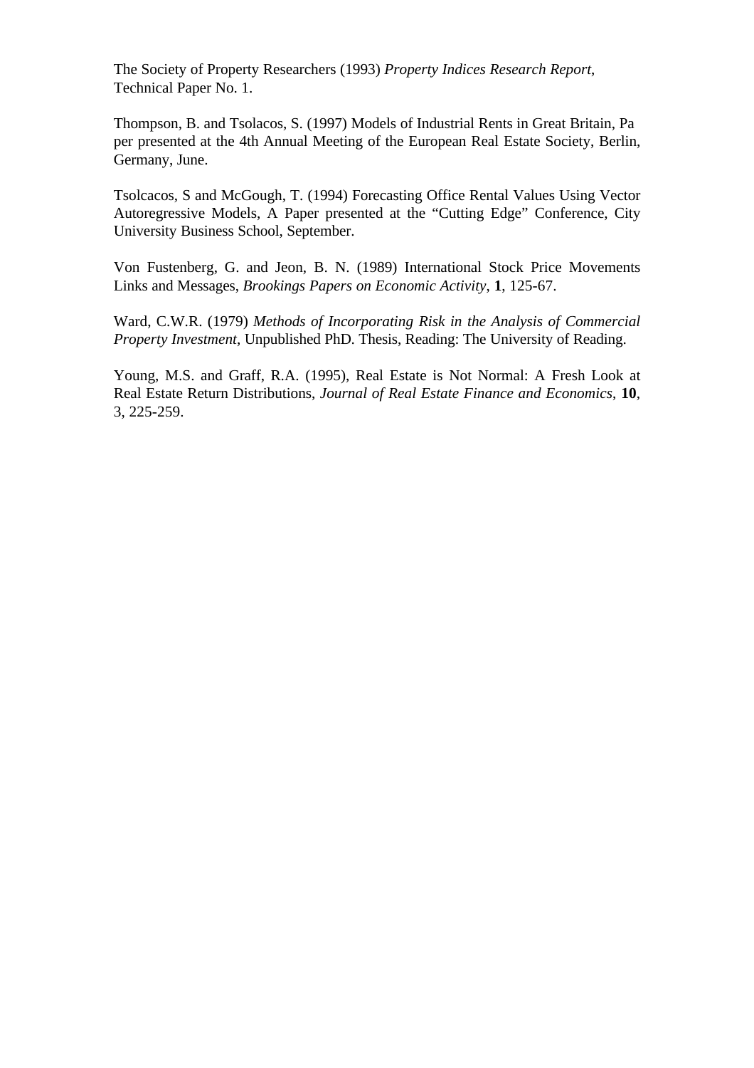The Society of Property Researchers (1993) *Property Indices Research Report*, Technical Paper No. 1.

Thompson, B. and Tsolacos, S. (1997) Models of Industrial Rents in Great Britain, Paper presented at the 4th Annual Meeting of the European Real Estate Society, Berlin, Germany, June.

Tsolcacos, S and McGough, T. (1994) Forecasting Office Rental Values Using Vector Autoregressive Models, A Paper presented at the "Cutting Edge" Conference, City University Business School, September.

Von Fustenberg, G. and Jeon, B. N. (1989) International Stock Price Movements Links and Messages, *Brookings Papers on Economic Activity*, **1**, 125-67.

Ward, C.W.R. (1979) *Methods of Incorporating Risk in the Analysis of Commercial Property Investment*, Unpublished PhD. Thesis, Reading: The University of Reading.

Young, M.S. and Graff, R.A. (1995), Real Estate is Not Normal: A Fresh Look at Real Estate Return Distributions, *Journal of Real Estate Finance and Economics*, **10**, 3, 225-259.